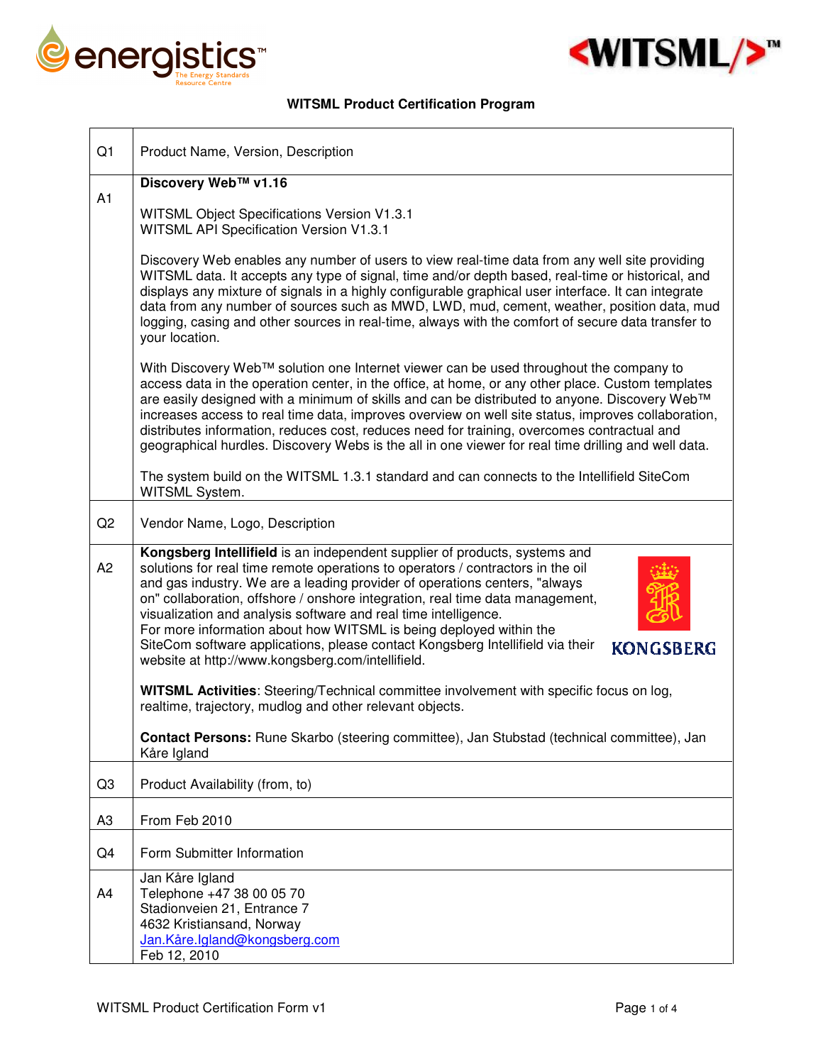# WITSML Product Certification Program

| | |
|---|---|
| Q1 | Product Name, Version, Description |
| A1 | **Discovery Web™ v1.16**<br><br>WITSML Object Specifications Version V1.3.1<br>WITSML API Specification Version V1.3.1<br><br>Discovery Web enables any number of users to view real-time data from any well site providing WITSML data. It accepts any type of signal, time and/or depth based, real-time or historical, and displays any mixture of signals in a highly configurable graphical user interface. It can integrate data from any number of sources such as MWD, LWD, mud, cement, weather, position data, mud logging, casing and other sources in real-time, always with the comfort of secure data transfer to your location.<br><br>With Discovery Web™ solution one Internet viewer can be used throughout the company to access data in the operation center, in the office, at home, or any other place. Custom templates are easily designed with a minimum of skills and can be distributed to anyone. Discovery Web™ increases access to real time data, improves overview on well site status, improves collaboration, distributes information, reduces cost, reduces need for training, overcomes contractual and geographical hurdles. Discovery Webs is the all in one viewer for real time drilling and well data.<br><br>The system build on the WITSML 1.3.1 standard and can connects to the Intellifield SiteCom WITSML System. |
| Q2 | Vendor Name, Logo, Description |
| A2 | **Kongsberg Intellifield** is an independent supplier of products, systems and solutions for real time remote operations to operators / contractors in the oil and gas industry. We are a leading provider of operations centers, "always on" collaboration, offshore / onshore integration, real time data management, visualization and analysis software and real time intelligence.<br>For more information about how WITSML is being deployed within the SiteCom software applications, please contact Kongsberg Intellifield via their website at http://www.kongsberg.com/intellifield.<br><br>KONGSBERG<br><br>**WITSML Activities**: Steering/Technical committee involvement with specific focus on log, realtime, trajectory, mudlog and other relevant objects.<br><br>**Contact Persons:** Rune Skarbo (steering committee), Jan Stubstad (technical committee), Jan Kåre Igland |
| Q3 | Product Availability (from, to) |
| A3 | From Feb 2010 |
| Q4 | Form Submitter Information |
| A4 | Jan Kåre Igland<br>Telephone +47 38 00 05 70<br>Stadionveien 21, Entrance 7<br>4632 Kristiansand, Norway<br>Jan.Kåre.Igland@kongsberg.com<br>Feb 12, 2010 |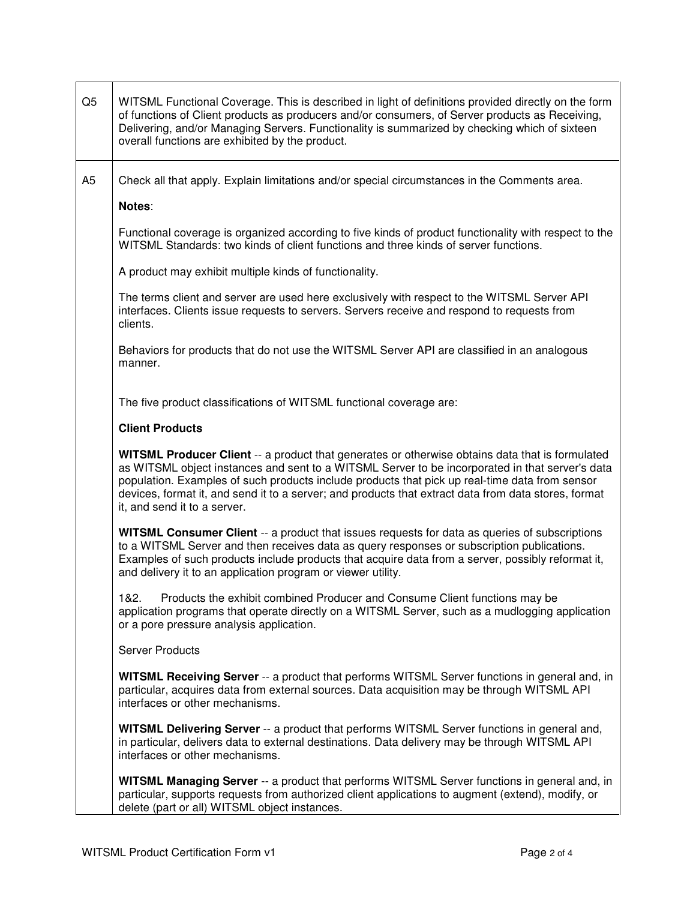| | |
|---|---|
| Q5 | WITSML Functional Coverage. This is described in light of definitions provided directly on the form of functions of Client products as producers and/or consumers, of Server products as Receiving, Delivering, and/or Managing Servers. Functionality is summarized by checking which of sixteen overall functions are exhibited by the product. |
| A5 | Check all that apply. Explain limitations and/or special circumstances in the Comments area.<br><br>**Notes**:<br><br>Functional coverage is organized according to five kinds of product functionality with respect to the WITSML Standards: two kinds of client functions and three kinds of server functions.<br><br>A product may exhibit multiple kinds of functionality.<br><br>The terms client and server are used here exclusively with respect to the WITSML Server API interfaces. Clients issue requests to servers. Servers receive and respond to requests from clients.<br><br>Behaviors for products that do not use the WITSML Server API are classified in an analogous manner.<br><br>The five product classifications of WITSML functional coverage are:<br><br>**Client Products**<br><br>**WITSML Producer Client** -- a product that generates or otherwise obtains data that is formulated as WITSML object instances and sent to a WITSML Server to be incorporated in that server's data population. Examples of such products include products that pick up real-time data from sensor devices, format it, and send it to a server; and products that extract data from data stores, format it, and send it to a server.<br><br>**WITSML Consumer Client** -- a product that issues requests for data as queries of subscriptions to a WITSML Server and then receives data as query responses or subscription publications. Examples of such products include products that acquire data from a server, possibly reformat it, and delivery it to an application program or viewer utility.<br><br>1&2. Products the exhibit combined Producer and Consume Client functions may be application programs that operate directly on a WITSML Server, such as a mudlogging application or a pore pressure analysis application.<br><br>Server Products<br><br>**WITSML Receiving Server** -- a product that performs WITSML Server functions in general and, in particular, acquires data from external sources. Data acquisition may be through WITSML API interfaces or other mechanisms.<br><br>**WITSML Delivering Server** -- a product that performs WITSML Server functions in general and, in particular, delivers data to external destinations. Data delivery may be through WITSML API interfaces or other mechanisms.<br><br>**WITSML Managing Server** -- a product that performs WITSML Server functions in general and, in particular, supports requests from authorized client applications to augment (extend), modify, or delete (part or all) WITSML object instances. |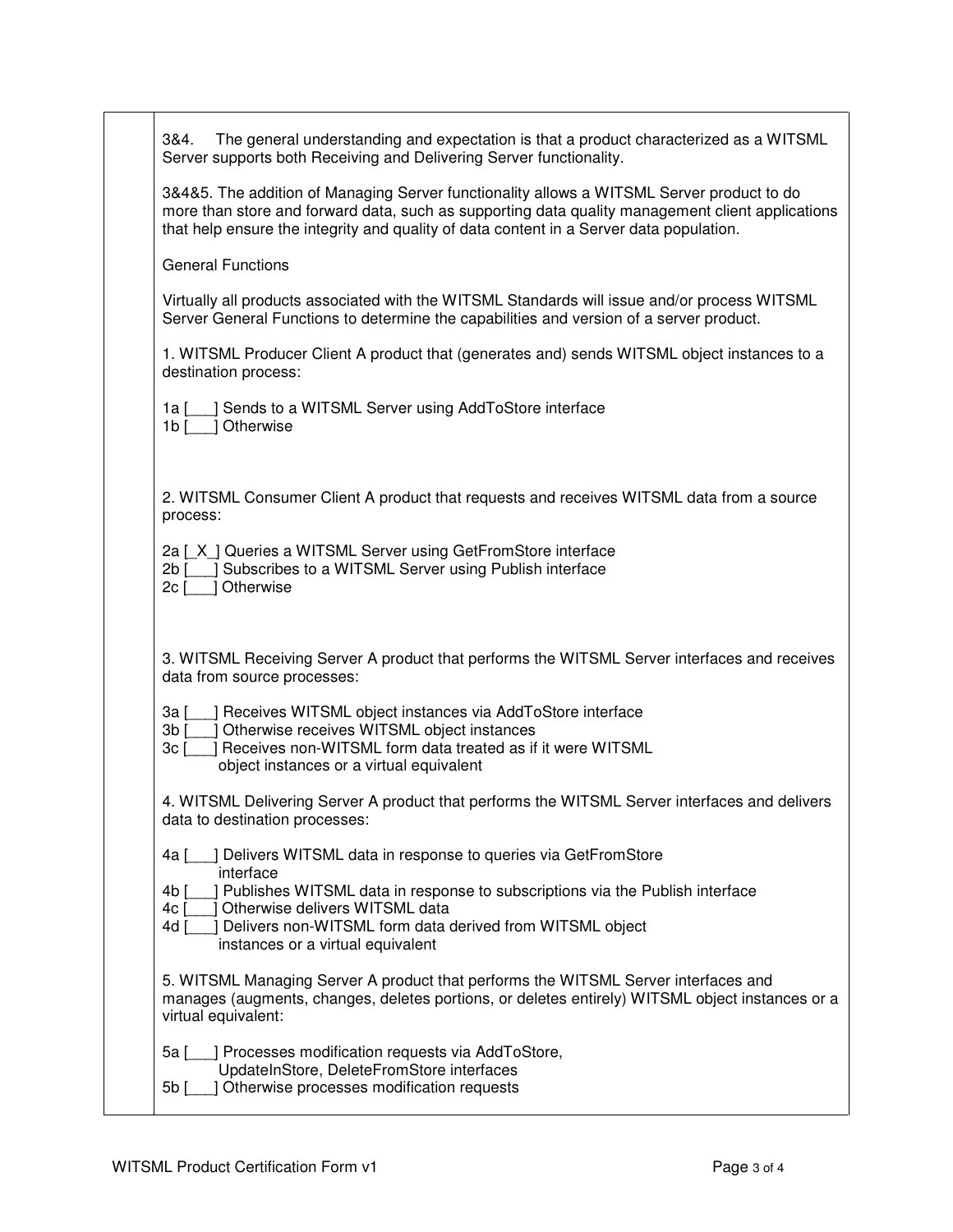3&4. The general understanding and expectation is that a product characterized as a WITSML Server supports both Receiving and Delivering Server functionality.

3&4&5. The addition of Managing Server functionality allows a WITSML Server product to do more than store and forward data, such as supporting data quality management client applications that help ensure the integrity and quality of data content in a Server data population.

General Functions

Virtually all products associated with the WITSML Standards will issue and/or process WITSML Server General Functions to determine the capabilities and version of a server product.

1. WITSML Producer Client A product that (generates and) sends WITSML object instances to a destination process:

1a [___] Sends to a WITSML Server using AddToStore interface
1b [___] Otherwise

2. WITSML Consumer Client A product that requests and receives WITSML data from a source process:

2a [_X_] Queries a WITSML Server using GetFromStore interface
2b [___] Subscribes to a WITSML Server using Publish interface
2c [___] Otherwise

3. WITSML Receiving Server A product that performs the WITSML Server interfaces and receives data from source processes:

3a [___] Receives WITSML object instances via AddToStore interface
3b [___] Otherwise receives WITSML object instances
3c [___] Receives non-WITSML form data treated as if it were WITSML object instances or a virtual equivalent

4. WITSML Delivering Server A product that performs the WITSML Server interfaces and delivers data to destination processes:

4a [___] Delivers WITSML data in response to queries via GetFromStore interface
4b [___] Publishes WITSML data in response to subscriptions via the Publish interface
4c [___] Otherwise delivers WITSML data
4d [___] Delivers non-WITSML form data derived from WITSML object instances or a virtual equivalent

5. WITSML Managing Server A product that performs the WITSML Server interfaces and manages (augments, changes, deletes portions, or deletes entirely) WITSML object instances or a virtual equivalent:

5a [___] Processes modification requests via AddToStore, UpdateInStore, DeleteFromStore interfaces
5b [___] Otherwise processes modification requests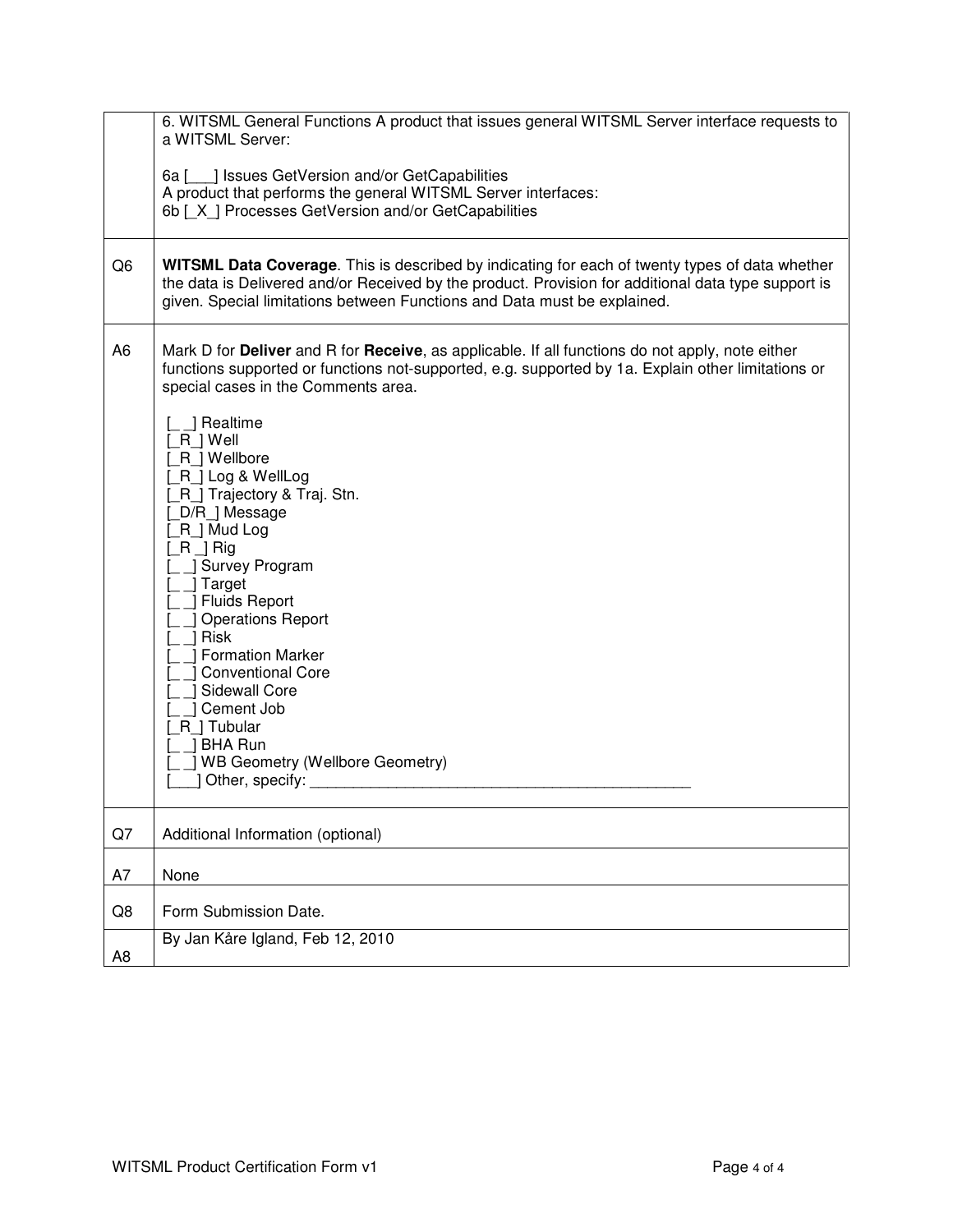| | |
|---|---|
| | 6. WITSML General Functions A product that issues general WITSML Server interface requests to a WITSML Server:<br><br>6a [___] Issues GetVersion and/or GetCapabilities<br>A product that performs the general WITSML Server interfaces:<br>6b [_X_] Processes GetVersion and/or GetCapabilities |
| Q6 | **WITSML Data Coverage**. This is described by indicating for each of twenty types of data whether the data is Delivered and/or Received by the product. Provision for additional data type support is given. Special limitations between Functions and Data must be explained. |
| A6 | Mark D for **Deliver** and R for **Receive**, as applicable. If all functions do not apply, note either functions supported or functions not-supported, e.g. supported by 1a. Explain other limitations or special cases in the Comments area.<br><br>[_ _] Realtime<br>[_R_] Well<br>[_R_] Wellbore<br>[_R_] Log & WellLog<br>[_R_] Trajectory & Traj. Stn.<br>[_D/R_] Message<br>[_R_] Mud Log<br>[_R _] Rig<br>[_ _] Survey Program<br>[_ _] Target<br>[_ _] Fluids Report<br>[_ _] Operations Report<br>[_ _] Risk<br>[_ _] Formation Marker<br>[_ _] Conventional Core<br>[_ _] Sidewall Core<br>[_ _] Cement Job<br>[_R_] Tubular<br>[_ _] BHA Run<br>[_ _] WB Geometry (Wellbore Geometry)<br>[___] Other, specify: _____________________________________________ |
| Q7 | Additional Information (optional) |
| A7 | None |
| Q8 | Form Submission Date. |
| A8 | By Jan Kåre Igland, Feb 12, 2010 |